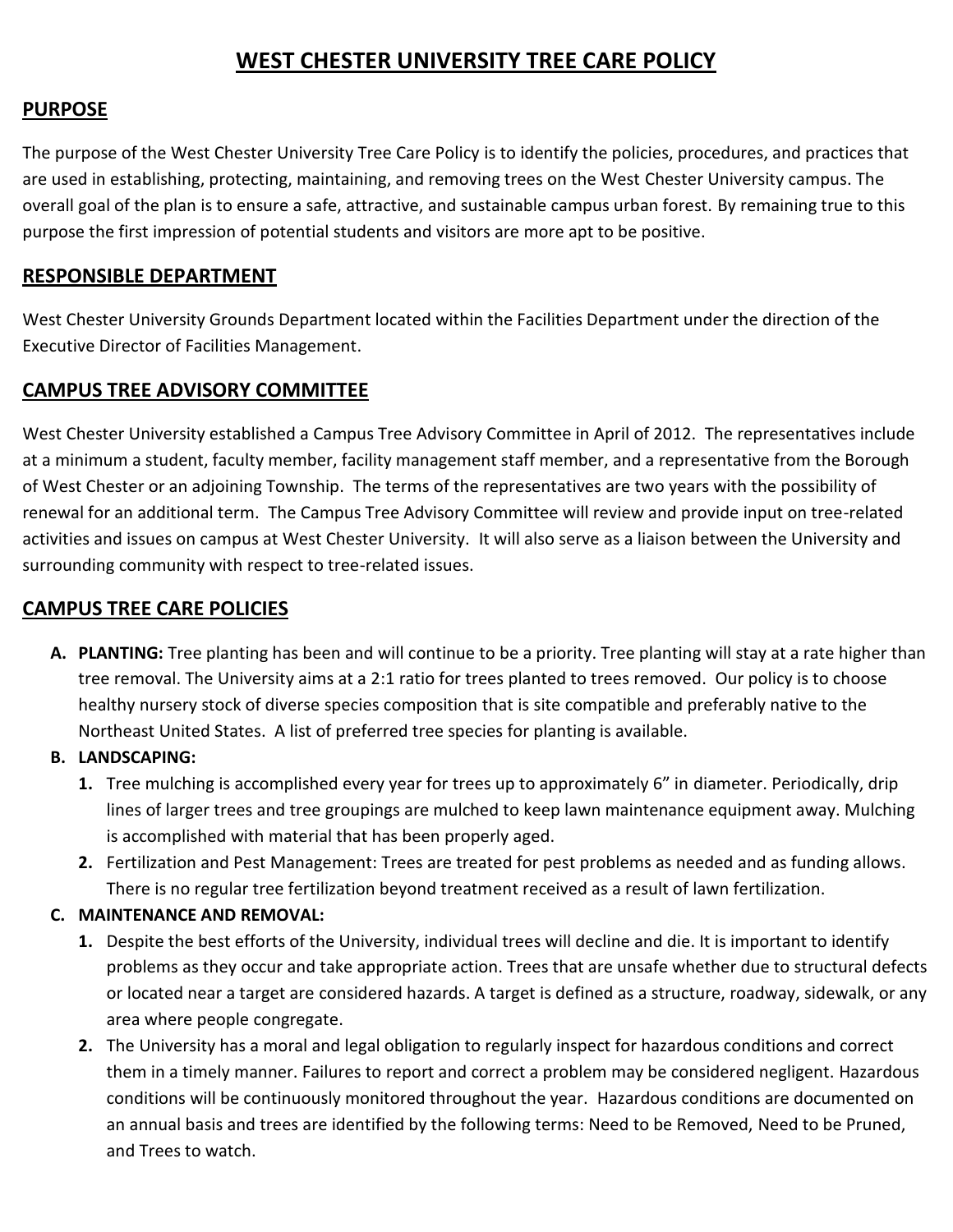# WEST CHESTER UNIVERSITY TREE CARE POLICY

## PURPOSE

The purpose of the West Chester University Tree Care Policy is to identify the policies, procedures, and practices that are used in establishing, protecting, maintaining, and removing trees on the West Chester University campus. The overall goal of the plan is to ensure a safe, attractive, and sustainable campus urban forest. By remaining true to this purpose the first impression of potential students and visitors are more apt to be positive.

## RESPONSIBLE DEPARTMENT

West Chester University Grounds Department located within the Facilities Department under the direction of the Executive Director of Facilities Management.

## CAMPUS TREE ADVISORY COMMITTEE

West Chester University established a Campus Tree Advisory Committee in April of 2012. The representatives include at a minimum a student, faculty member, facility management staff member, and a representative from the Borough of West Chester or an adjoining Township. The terms of the representatives are two years with the possibility of renewal for an additional term. The Campus Tree Advisory Committee will review and provide input on tree-related activities and issues on campus at West Chester University. It will also serve as a liaison between the University and surrounding community with respect to tree-related issues.

## CAMPUS TREE CARE POLICIES

**A. PLANTING:** Tree planting has been and will continue to be a priority. Tree planting will stay at a rate higher than tree removal. The University aims at a 2:1 ratio for trees planted to trees removed. Our policy is to choose healthy nursery stock of diverse species composition that is site compatible and preferably native to the Northeast United States. A list of preferred tree species for planting is available.

**B. LANDSCAPING:**

1. Tree mulching is accomplished every year for trees up to approximately 6" in diameter. Periodically, drip lines of larger trees and tree groupings are mulched to keep lawn maintenance equipment away. Mulching is accomplished with material that has been properly aged.
2. Fertilization and Pest Management: Trees are treated for pest problems as needed and as funding allows. There is no regular tree fertilization beyond treatment received as a result of lawn fertilization.

**C. MAINTENANCE AND REMOVAL:**

1. Despite the best efforts of the University, individual trees will decline and die. It is important to identify problems as they occur and take appropriate action. Trees that are unsafe whether due to structural defects or located near a target are considered hazards. A target is defined as a structure, roadway, sidewalk, or any area where people congregate.
2. The University has a moral and legal obligation to regularly inspect for hazardous conditions and correct them in a timely manner. Failures to report and correct a problem may be considered negligent. Hazardous conditions will be continuously monitored throughout the year. Hazardous conditions are documented on an annual basis and trees are identified by the following terms: Need to be Removed, Need to be Pruned, and Trees to watch.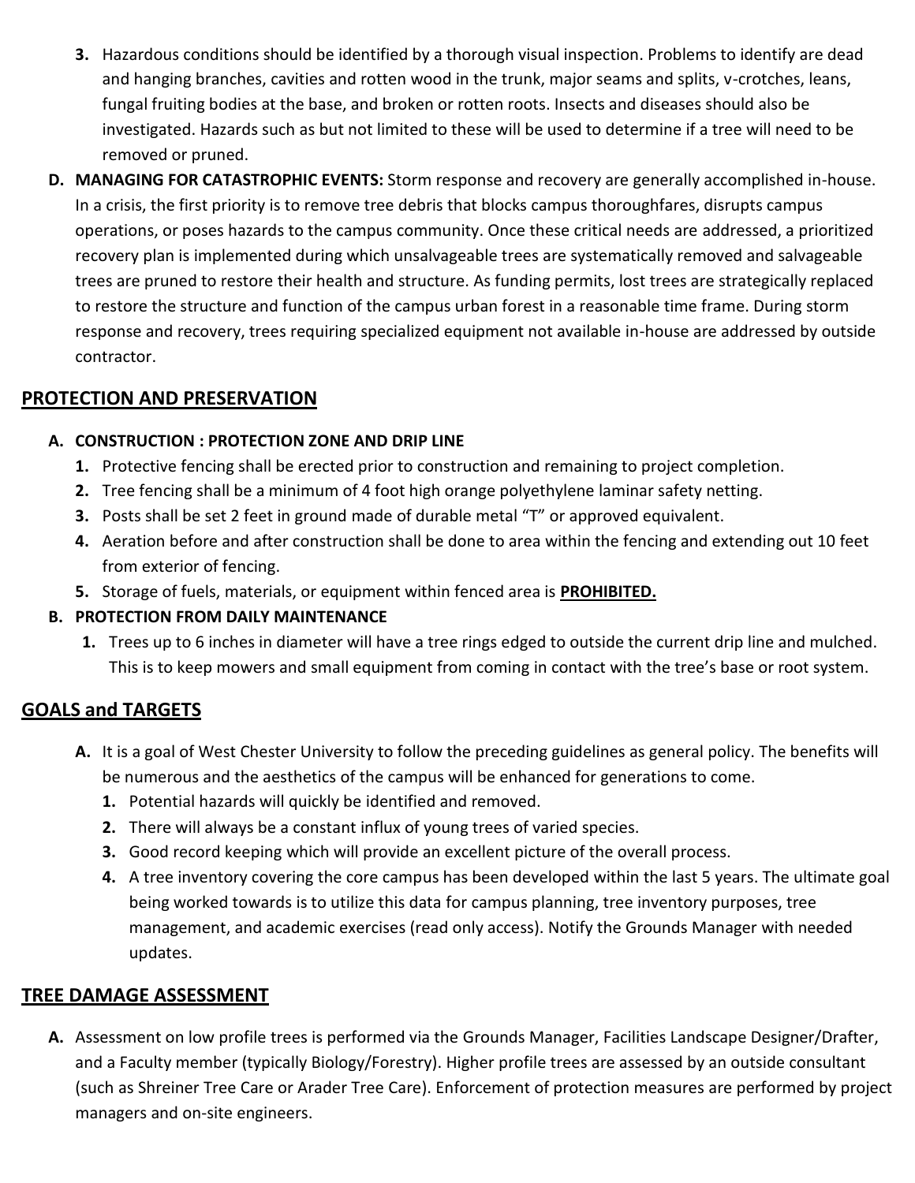3. Hazardous conditions should be identified by a thorough visual inspection. Problems to identify are dead and hanging branches, cavities and rotten wood in the trunk, major seams and splits, v-crotches, leans, fungal fruiting bodies at the base, and broken or rotten roots. Insects and diseases should also be investigated. Hazards such as but not limited to these will be used to determine if a tree will need to be removed or pruned.

D. **MANAGING FOR CATASTROPHIC EVENTS:** Storm response and recovery are generally accomplished in-house. In a crisis, the first priority is to remove tree debris that blocks campus thoroughfares, disrupts campus operations, or poses hazards to the campus community. Once these critical needs are addressed, a prioritized recovery plan is implemented during which unsalvageable trees are systematically removed and salvageable trees are pruned to restore their health and structure. As funding permits, lost trees are strategically replaced to restore the structure and function of the campus urban forest in a reasonable time frame. During storm response and recovery, trees requiring specialized equipment not available in-house are addressed by outside contractor.

## PROTECTION AND PRESERVATION

**A. CONSTRUCTION : PROTECTION ZONE AND DRIP LINE**

1. Protective fencing shall be erected prior to construction and remaining to project completion.
2. Tree fencing shall be a minimum of 4 foot high orange polyethylene laminar safety netting.
3. Posts shall be set 2 feet in ground made of durable metal "T" or approved equivalent.
4. Aeration before and after construction shall be done to area within the fencing and extending out 10 feet from exterior of fencing.
5. Storage of fuels, materials, or equipment within fenced area is **PROHIBITED.**

**B. PROTECTION FROM DAILY MAINTENANCE**

1. Trees up to 6 inches in diameter will have a tree rings edged to outside the current drip line and mulched. This is to keep mowers and small equipment from coming in contact with the tree's base or root system.

## GOALS and TARGETS

A. It is a goal of West Chester University to follow the preceding guidelines as general policy. The benefits will be numerous and the aesthetics of the campus will be enhanced for generations to come.
   1. Potential hazards will quickly be identified and removed.
   2. There will always be a constant influx of young trees of varied species.
   3. Good record keeping which will provide an excellent picture of the overall process.
   4. A tree inventory covering the core campus has been developed within the last 5 years. The ultimate goal being worked towards is to utilize this data for campus planning, tree inventory purposes, tree management, and academic exercises (read only access). Notify the Grounds Manager with needed updates.

## TREE DAMAGE ASSESSMENT

A. Assessment on low profile trees is performed via the Grounds Manager, Facilities Landscape Designer/Drafter, and a Faculty member (typically Biology/Forestry). Higher profile trees are assessed by an outside consultant (such as Shreiner Tree Care or Arader Tree Care). Enforcement of protection measures are performed by project managers and on-site engineers.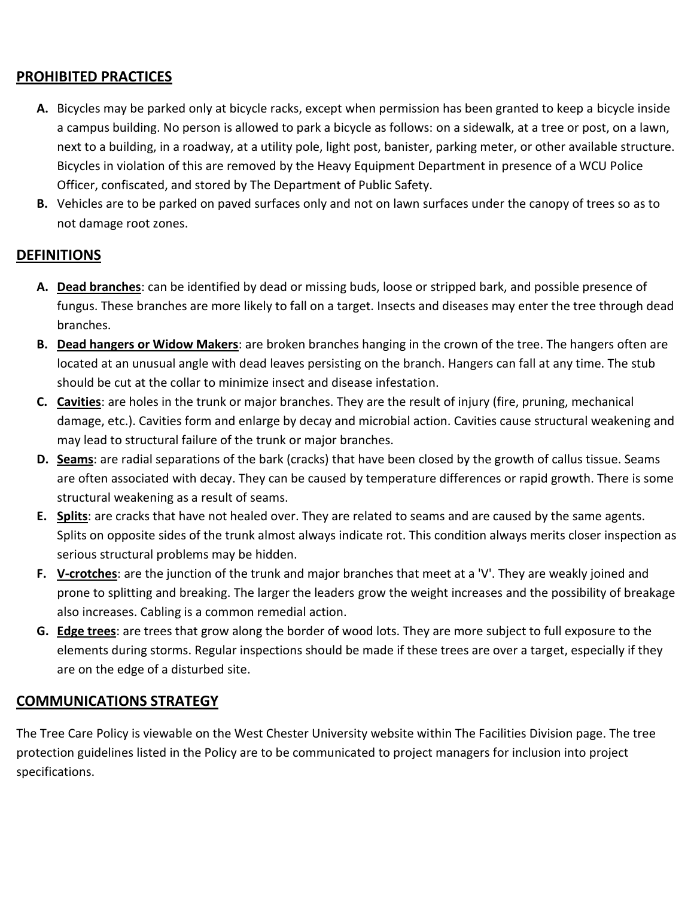## PROHIBITED PRACTICES

A. Bicycles may be parked only at bicycle racks, except when permission has been granted to keep a bicycle inside a campus building. No person is allowed to park a bicycle as follows: on a sidewalk, at a tree or post, on a lawn, next to a building, in a roadway, at a utility pole, light post, banister, parking meter, or other available structure. Bicycles in violation of this are removed by the Heavy Equipment Department in presence of a WCU Police Officer, confiscated, and stored by The Department of Public Safety.

B. Vehicles are to be parked on paved surfaces only and not on lawn surfaces under the canopy of trees so as to not damage root zones.

## DEFINITIONS

A. **Dead branches**: can be identified by dead or missing buds, loose or stripped bark, and possible presence of fungus. These branches are more likely to fall on a target. Insects and diseases may enter the tree through dead branches.

B. **Dead hangers or Widow Makers**: are broken branches hanging in the crown of the tree. The hangers often are located at an unusual angle with dead leaves persisting on the branch. Hangers can fall at any time. The stub should be cut at the collar to minimize insect and disease infestation.

C. **Cavities**: are holes in the trunk or major branches. They are the result of injury (fire, pruning, mechanical damage, etc.). Cavities form and enlarge by decay and microbial action. Cavities cause structural weakening and may lead to structural failure of the trunk or major branches.

D. **Seams**: are radial separations of the bark (cracks) that have been closed by the growth of callus tissue. Seams are often associated with decay. They can be caused by temperature differences or rapid growth. There is some structural weakening as a result of seams.

E. **Splits**: are cracks that have not healed over. They are related to seams and are caused by the same agents. Splits on opposite sides of the trunk almost always indicate rot. This condition always merits closer inspection as serious structural problems may be hidden.

F. **V-crotches**: are the junction of the trunk and major branches that meet at a 'V'. They are weakly joined and prone to splitting and breaking. The larger the leaders grow the weight increases and the possibility of breakage also increases. Cabling is a common remedial action.

G. **Edge trees**: are trees that grow along the border of wood lots. They are more subject to full exposure to the elements during storms. Regular inspections should be made if these trees are over a target, especially if they are on the edge of a disturbed site.

## COMMUNICATIONS STRATEGY

The Tree Care Policy is viewable on the West Chester University website within The Facilities Division page. The tree protection guidelines listed in the Policy are to be communicated to project managers for inclusion into project specifications.